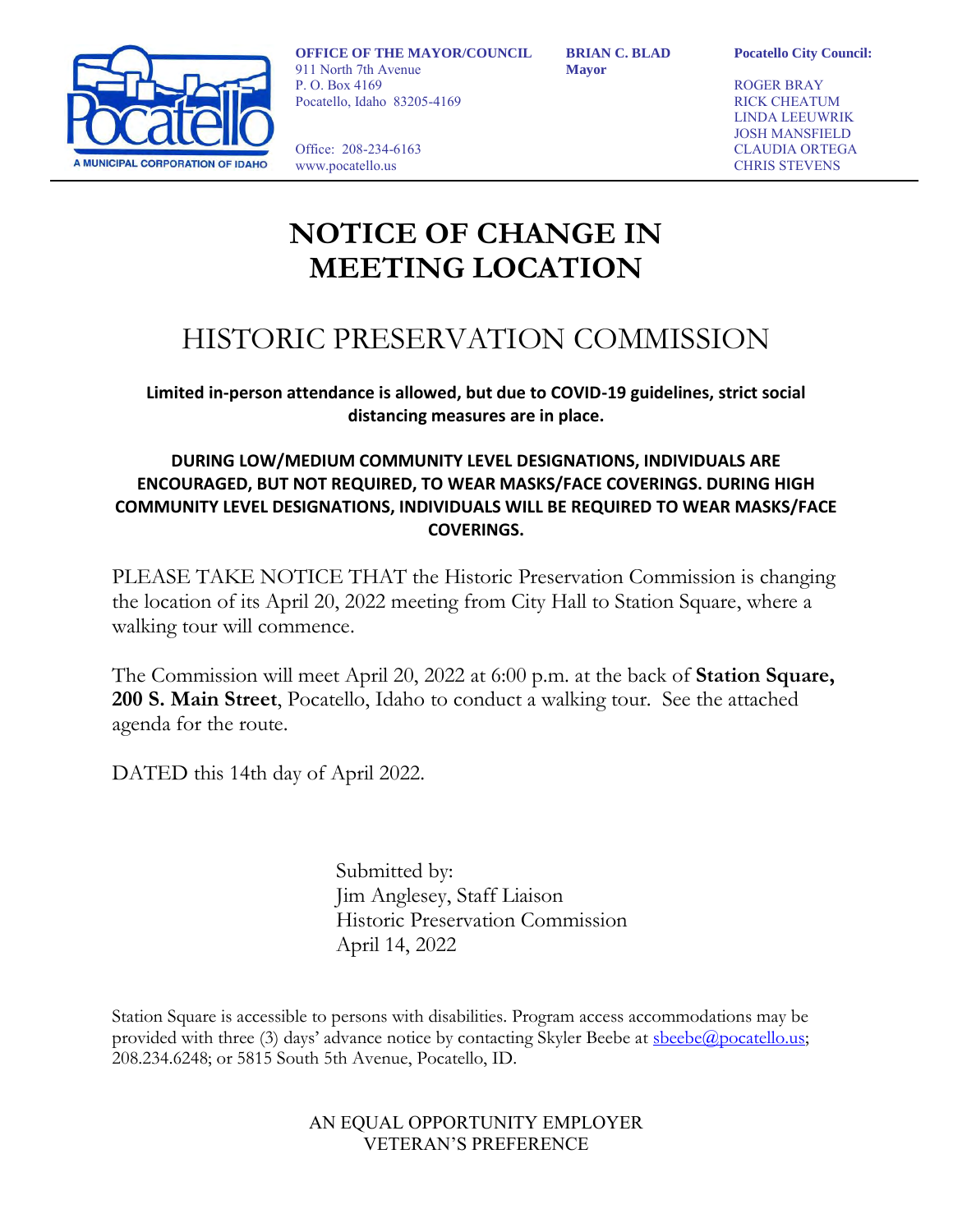**OFFICE OF THE MAYOR/COUNCIL**
911 North 7th Avenue
P. O. Box 4169
Pocatello, Idaho 83205-4169

Office: 208-234-6163
www.pocatello.us

**BRIAN C. BLAD**
**Mayor**

**Pocatello City Council:**

ROGER BRAY
RICK CHEATUM
LINDA LEEUWRIK
JOSH MANSFIELD
CLAUDIA ORTEGA
CHRIS STEVENS

# NOTICE OF CHANGE IN MEETING LOCATION

## HISTORIC PRESERVATION COMMISSION

**Limited in-person attendance is allowed, but due to COVID-19 guidelines, strict social distancing measures are in place.**

**DURING LOW/MEDIUM COMMUNITY LEVEL DESIGNATIONS, INDIVIDUALS ARE ENCOURAGED, BUT NOT REQUIRED, TO WEAR MASKS/FACE COVERINGS. DURING HIGH COMMUNITY LEVEL DESIGNATIONS, INDIVIDUALS WILL BE REQUIRED TO WEAR MASKS/FACE COVERINGS.**

PLEASE TAKE NOTICE THAT the Historic Preservation Commission is changing the location of its April 20, 2022 meeting from City Hall to Station Square, where a walking tour will commence.

The Commission will meet April 20, 2022 at 6:00 p.m. at the back of **Station Square, 200 S. Main Street**, Pocatello, Idaho to conduct a walking tour. See the attached agenda for the route.

DATED this 14th day of April 2022.

Submitted by:
Jim Anglesey, Staff Liaison
Historic Preservation Commission
April 14, 2022

Station Square is accessible to persons with disabilities. Program access accommodations may be provided with three (3) days' advance notice by contacting Skyler Beebe at sbeebe@pocatello.us; 208.234.6248; or 5815 South 5th Avenue, Pocatello, ID.

AN EQUAL OPPORTUNITY EMPLOYER
VETERAN'S PREFERENCE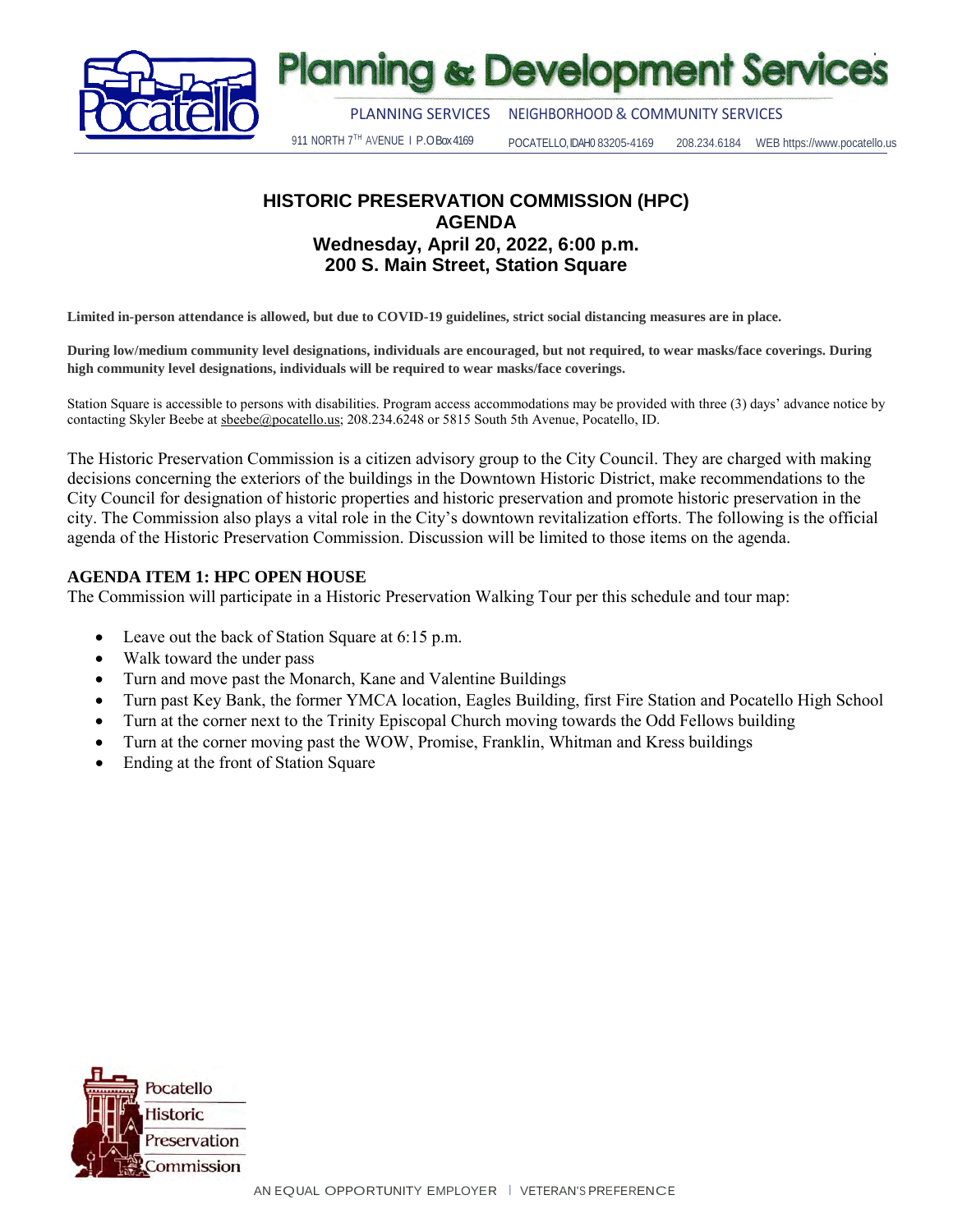# Planning & Development Services

PLANNING SERVICES NEIGHBORHOOD & COMMUNITY SERVICES

911 NORTH 7TH AVENUE I P.O Box 4169 POCATELLO, IDAHO 83205-4169 208.234.6184 WEB https://www.pocatello.us

## HISTORIC PRESERVATION COMMISSION (HPC)
## AGENDA
### Wednesday, April 20, 2022, 6:00 p.m.
### 200 S. Main Street, Station Square

**Limited in-person attendance is allowed, but due to COVID-19 guidelines, strict social distancing measures are in place.**

**During low/medium community level designations, individuals are encouraged, but not required, to wear masks/face coverings. During high community level designations, individuals will be required to wear masks/face coverings.**

Station Square is accessible to persons with disabilities. Program access accommodations may be provided with three (3) days' advance notice by contacting Skyler Beebe at sbeebe@pocatello.us; 208.234.6248 or 5815 South 5th Avenue, Pocatello, ID.

The Historic Preservation Commission is a citizen advisory group to the City Council. They are charged with making decisions concerning the exteriors of the buildings in the Downtown Historic District, make recommendations to the City Council for designation of historic properties and historic preservation and promote historic preservation in the city. The Commission also plays a vital role in the City's downtown revitalization efforts. The following is the official agenda of the Historic Preservation Commission. Discussion will be limited to those items on the agenda.

**AGENDA ITEM 1: HPC OPEN HOUSE**
The Commission will participate in a Historic Preservation Walking Tour per this schedule and tour map:

- Leave out the back of Station Square at 6:15 p.m.
- Walk toward the under pass
- Turn and move past the Monarch, Kane and Valentine Buildings
- Turn past Key Bank, the former YMCA location, Eagles Building, first Fire Station and Pocatello High School
- Turn at the corner next to the Trinity Episcopal Church moving towards the Odd Fellows building
- Turn at the corner moving past the WOW, Promise, Franklin, Whitman and Kress buildings
- Ending at the front of Station Square

Pocatello Historic Preservation Commission

AN EQUAL OPPORTUNITY EMPLOYER | VETERAN'S PREFERENCE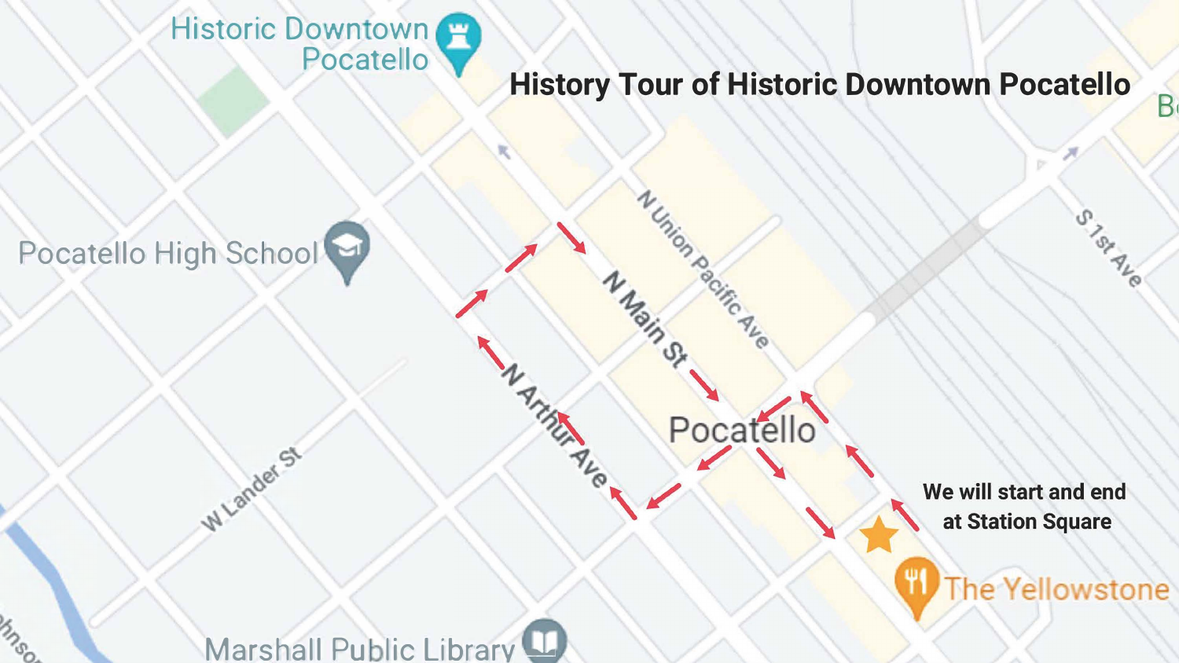# History Tour of Historic Downtown Pocatello

We will start and end at Station Square

Historic Downtown Pocatello

Pocatello High School

N Union Pacific Ave

N Main St

N Arthur Ave

Pocatello

S 1st Ave

W Lander St

The Yellowstone

Marshall Public Library